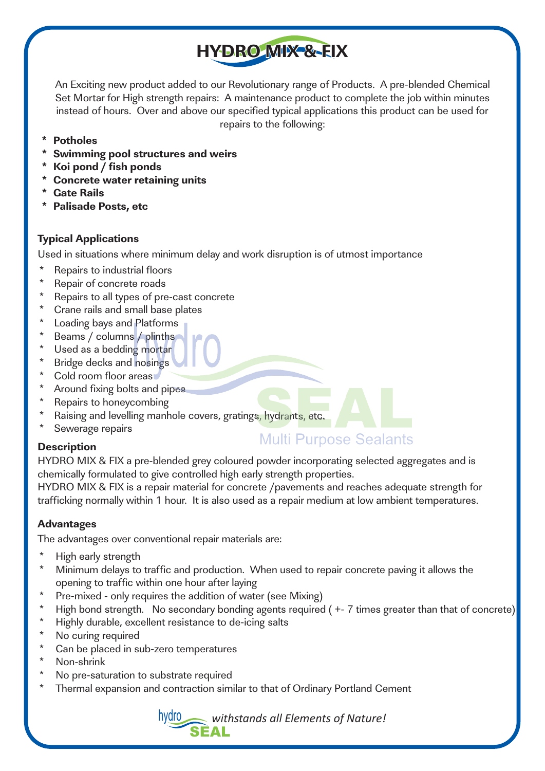# HYDRO MIX & FIX

An Exciting new product added to our Revolutionary range of Products. A pre-blended Chemical Set Mortar for High strength repairs: A maintenance product to complete the job within minutes instead of hours. Over and above our specified typical applications this product can be used for repairs to the following:

- **Potholes**
- **Swimming pool structures and weirs**
- **Koi pond / fish ponds**
- **Concrete water retaining units**
- **Gate Rails**
- **Palisade Posts, etc**

### Typical Applications

Used in situations where minimum delay and work disruption is of utmost importance

- Repairs to industrial floors
- Repair of concrete roads
- Repairs to all types of pre-cast concrete
- Crane rails and small base plates
- Loading bays and Platforms
- Beams / columns / plinths
- Used as a bedding mortar
- Bridge decks and nosings
- Cold room floor areas
- Around fixing bolts and pipes
- Repairs to honeycombing
- Raising and levelling manhole covers, gratings, hydrants, etc.
- Sewerage repairs

### Description

HYDRO MIX & FIX a pre-blended grey coloured powder incorporating selected aggregates and is chemically formulated to give controlled high early strength properties.

HYDRO MIX & FIX is a repair material for concrete /pavements and reaches adequate strength for trafficking normally within 1 hour. It is also used as a repair medium at low ambient temperatures.

### Advantages

The advantages over conventional repair materials are:

- High early strength
- Minimum delays to traffic and production. When used to repair concrete paving it allows the opening to traffic within one hour after laying
- Pre-mixed - only requires the addition of water (see Mixing)
- High bond strength. No secondary bonding agents required ( +- 7 times greater than that of concrete)
- Highly durable, excellent resistance to de-icing salts
- No curing required
- Can be placed in sub-zero temperatures
- Non-shrink
- No pre-saturation to substrate required
- Thermal expansion and contraction similar to that of Ordinary Portland Cement

hydro SEAL *withstands all Elements of Nature!*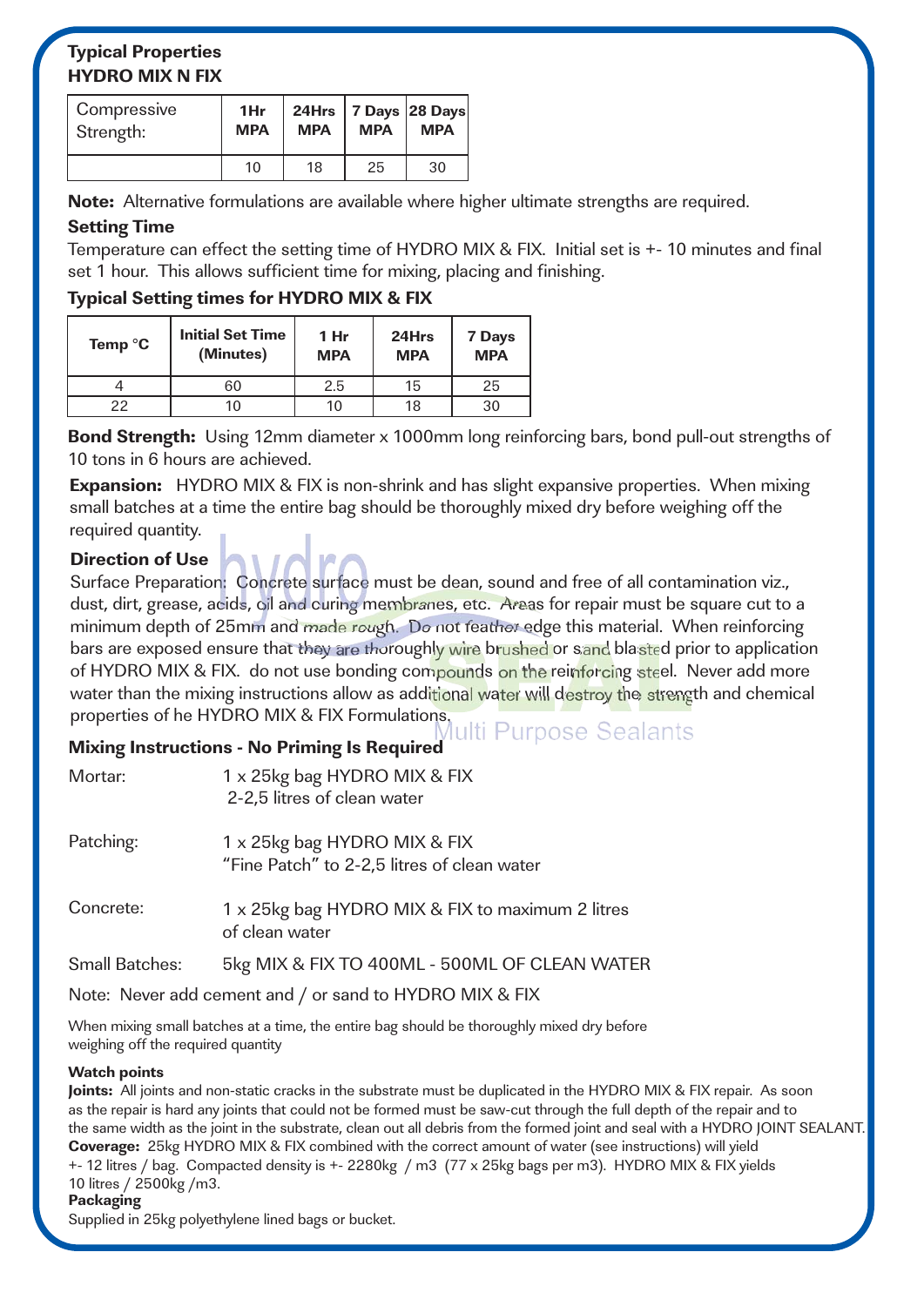**Typical Properties**
**HYDRO MIX N FIX**

| Compressive Strength: | 1Hr MPA | 24Hrs MPA | 7 Days MPA | 28 Days MPA |
|---|---|---|---|---|
| | 10 | 18 | 25 | 30 |

**Note:** Alternative formulations are available where higher ultimate strengths are required.

**Setting Time**

Temperature can effect the setting time of HYDRO MIX & FIX. Initial set is +- 10 minutes and final set 1 hour. This allows sufficient time for mixing, placing and finishing.

**Typical Setting times for HYDRO MIX & FIX**

| Temp °C | Initial Set Time (Minutes) | 1 Hr MPA | 24Hrs MPA | 7 Days MPA |
|---|---|---|---|---|
| 4 | 60 | 2.5 | 15 | 25 |
| 22 | 10 | 10 | 18 | 30 |

**Bond Strength:** Using 12mm diameter x 1000mm long reinforcing bars, bond pull-out strengths of 10 tons in 6 hours are achieved.

**Expansion:** HYDRO MIX & FIX is non-shrink and has slight expansive properties. When mixing small batches at a time the entire bag should be thoroughly mixed dry before weighing off the required quantity.

**Direction of Use**

Surface Preparation: Concrete surface must be dean, sound and free of all contamination viz., dust, dirt, grease, acids, oil and curing membranes, etc. Areas for repair must be square cut to a minimum depth of 25mm and made rough. Do not feather edge this material. When reinforcing bars are exposed ensure that they are thoroughly wire brushed or sand blasted prior to application of HYDRO MIX & FIX. do not use bonding compounds on the reinforcing steel. Never add more water than the mixing instructions allow as additional water will destroy the strength and chemical properties of he HYDRO MIX & FIX Formulations.

**Mixing Instructions - No Priming Is Required**

| | |
|---|---|
| Mortar: | 1 x 25kg bag HYDRO MIX & FIX 2-2,5 litres of clean water |
| Patching: | 1 x 25kg bag HYDRO MIX & FIX "Fine Patch" to 2-2,5 litres of clean water |
| Concrete: | 1 x 25kg bag HYDRO MIX & FIX to maximum 2 litres of clean water |
| Small Batches: | 5kg MIX & FIX TO 400ML - 500ML OF CLEAN WATER |

Note: Never add cement and / or sand to HYDRO MIX & FIX

When mixing small batches at a time, the entire bag should be thoroughly mixed dry before weighing off the required quantity

**Watch points**

**Joints:** All joints and non-static cracks in the substrate must be duplicated in the HYDRO MIX & FIX repair. As soon as the repair is hard any joints that could not be formed must be saw-cut through the full depth of the repair and to the same width as the joint in the substrate, clean out all debris from the formed joint and seal with a HYDRO JOINT SEALANT.

**Coverage:** 25kg HYDRO MIX & FIX combined with the correct amount of water (see instructions) will yield +- 12 litres / bag. Compacted density is +- 2280kg / m3 (77 x 25kg bags per m3). HYDRO MIX & FIX yields 10 litres / 2500kg /m3.

**Packaging**

Supplied in 25kg polyethylene lined bags or bucket.